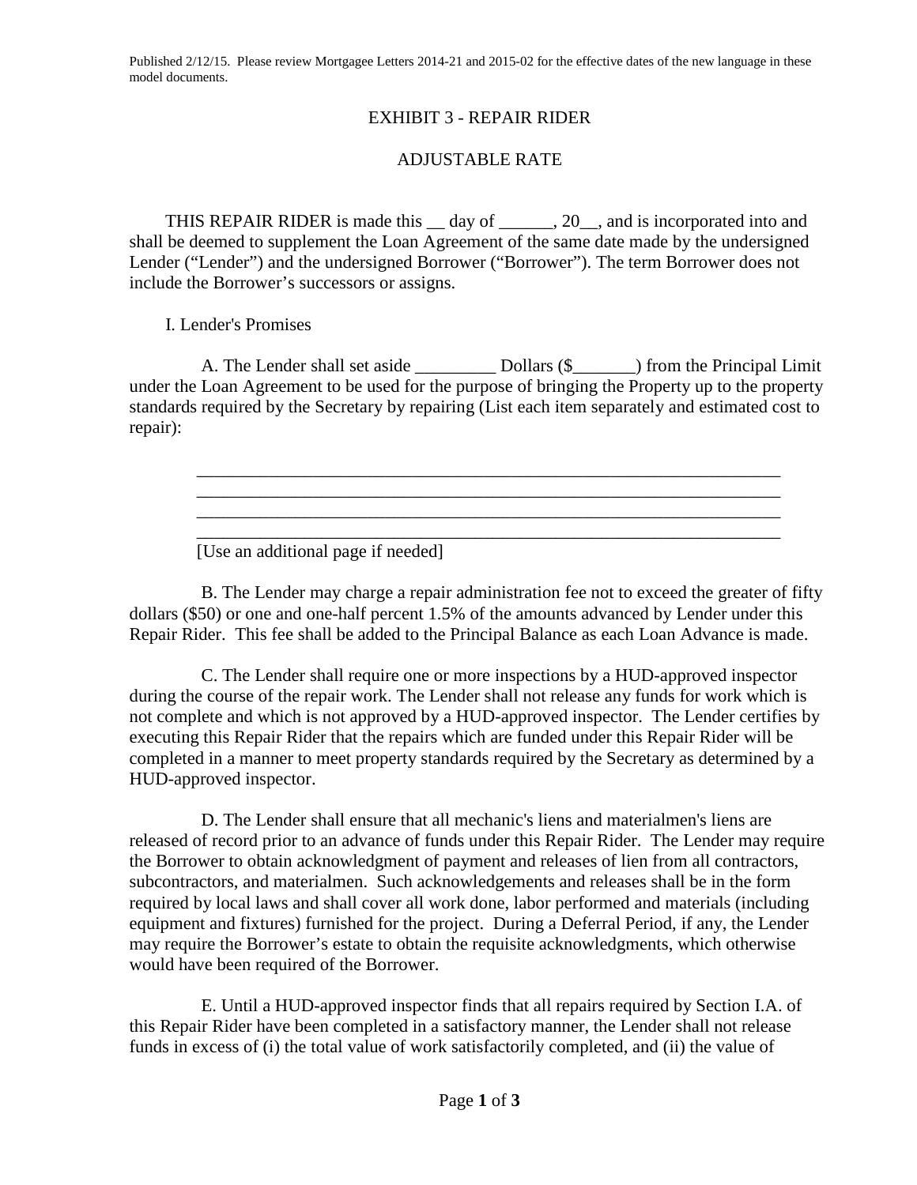Published 2/12/15. Please review Mortgagee Letters 2014-21 and 2015-02 for the effective dates of the new language in these model documents.

# EXHIBIT 3 - REPAIR RIDER

## ADJUSTABLE RATE

THIS REPAIR RIDER is made this __ day of ______, 20__, and is incorporated into and shall be deemed to supplement the Loan Agreement of the same date made by the undersigned Lender ("Lender") and the undersigned Borrower ("Borrower"). The term Borrower does not include the Borrower's successors or assigns.

I. Lender's Promises

A. The Lender shall set aside _________ Dollars ($_______) from the Principal Limit under the Loan Agreement to be used for the purpose of bringing the Property up to the property standards required by the Secretary by repairing (List each item separately and estimated cost to repair):

_____________________________________________________________________
_____________________________________________________________________
_____________________________________________________________________
_____________________________________________________________________

[Use an additional page if needed]

B. The Lender may charge a repair administration fee not to exceed the greater of fifty dollars ($50) or one and one-half percent 1.5% of the amounts advanced by Lender under this Repair Rider. This fee shall be added to the Principal Balance as each Loan Advance is made.

C. The Lender shall require one or more inspections by a HUD-approved inspector during the course of the repair work. The Lender shall not release any funds for work which is not complete and which is not approved by a HUD-approved inspector. The Lender certifies by executing this Repair Rider that the repairs which are funded under this Repair Rider will be completed in a manner to meet property standards required by the Secretary as determined by a HUD-approved inspector.

D. The Lender shall ensure that all mechanic's liens and materialmen's liens are released of record prior to an advance of funds under this Repair Rider. The Lender may require the Borrower to obtain acknowledgment of payment and releases of lien from all contractors, subcontractors, and materialmen. Such acknowledgements and releases shall be in the form required by local laws and shall cover all work done, labor performed and materials (including equipment and fixtures) furnished for the project. During a Deferral Period, if any, the Lender may require the Borrower's estate to obtain the requisite acknowledgments, which otherwise would have been required of the Borrower.

E. Until a HUD-approved inspector finds that all repairs required by Section I.A. of this Repair Rider have been completed in a satisfactory manner, the Lender shall not release funds in excess of (i) the total value of work satisfactorily completed, and (ii) the value of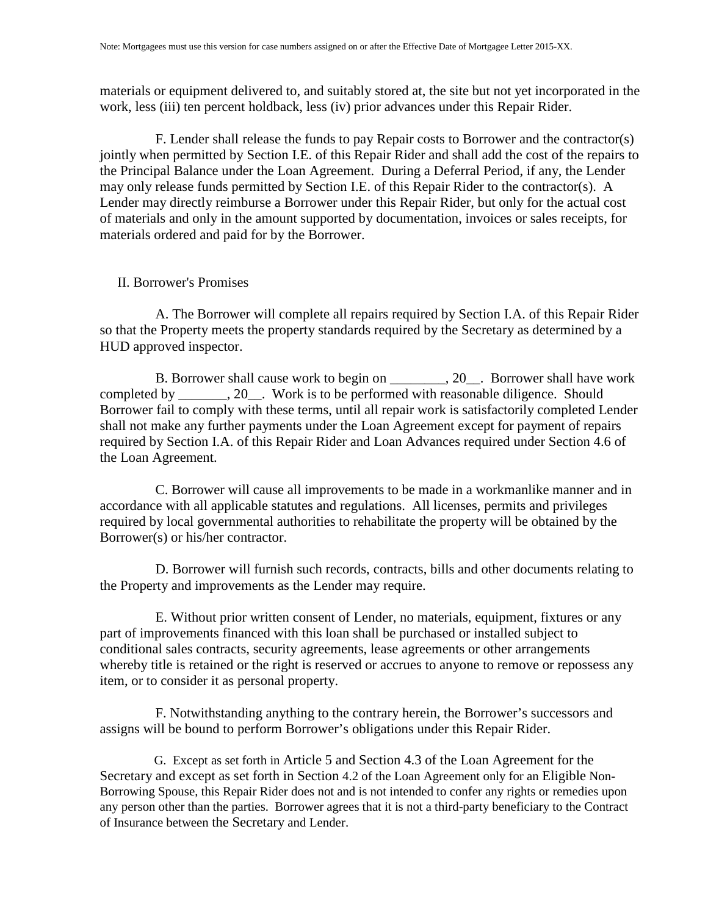materials or equipment delivered to, and suitably stored at, the site but not yet incorporated in the work, less (iii) ten percent holdback, less (iv) prior advances under this Repair Rider.

F. Lender shall release the funds to pay Repair costs to Borrower and the contractor(s) jointly when permitted by Section I.E. of this Repair Rider and shall add the cost of the repairs to the Principal Balance under the Loan Agreement. During a Deferral Period, if any, the Lender may only release funds permitted by Section I.E. of this Repair Rider to the contractor(s). A Lender may directly reimburse a Borrower under this Repair Rider, but only for the actual cost of materials and only in the amount supported by documentation, invoices or sales receipts, for materials ordered and paid for by the Borrower.

II. Borrower's Promises

A. The Borrower will complete all repairs required by Section I.A. of this Repair Rider so that the Property meets the property standards required by the Secretary as determined by a HUD approved inspector.

B. Borrower shall cause work to begin on ________, 20__. Borrower shall have work completed by _______, 20__. Work is to be performed with reasonable diligence. Should Borrower fail to comply with these terms, until all repair work is satisfactorily completed Lender shall not make any further payments under the Loan Agreement except for payment of repairs required by Section I.A. of this Repair Rider and Loan Advances required under Section 4.6 of the Loan Agreement.

C. Borrower will cause all improvements to be made in a workmanlike manner and in accordance with all applicable statutes and regulations. All licenses, permits and privileges required by local governmental authorities to rehabilitate the property will be obtained by the Borrower(s) or his/her contractor.

D. Borrower will furnish such records, contracts, bills and other documents relating to the Property and improvements as the Lender may require.

E. Without prior written consent of Lender, no materials, equipment, fixtures or any part of improvements financed with this loan shall be purchased or installed subject to conditional sales contracts, security agreements, lease agreements or other arrangements whereby title is retained or the right is reserved or accrues to anyone to remove or repossess any item, or to consider it as personal property.

F. Notwithstanding anything to the contrary herein, the Borrower's successors and assigns will be bound to perform Borrower's obligations under this Repair Rider.

G. Except as set forth in Article 5 and Section 4.3 of the Loan Agreement for the Secretary and except as set forth in Section 4.2 of the Loan Agreement only for an Eligible Non-Borrowing Spouse, this Repair Rider does not and is not intended to confer any rights or remedies upon any person other than the parties. Borrower agrees that it is not a third-party beneficiary to the Contract of Insurance between the Secretary and Lender.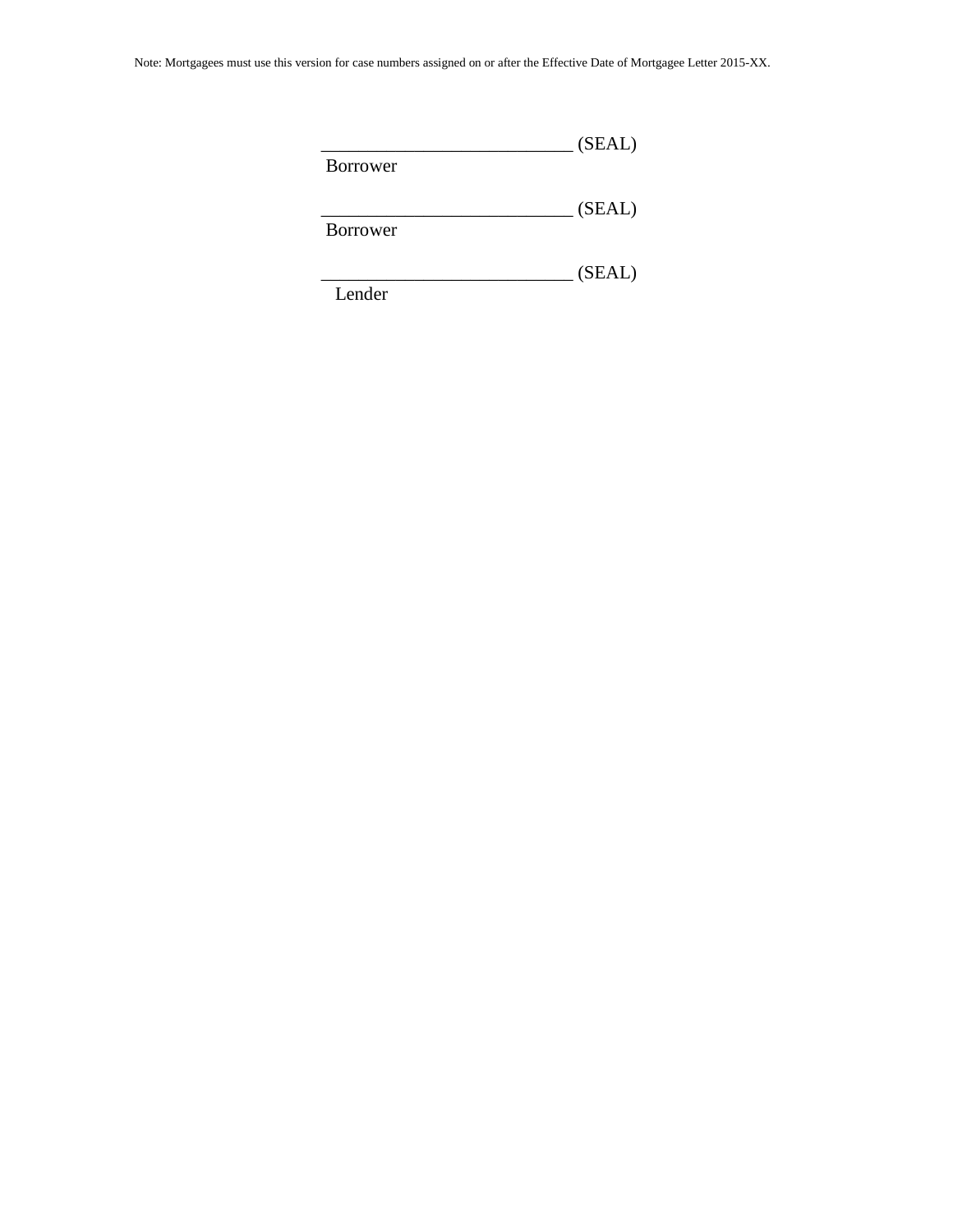Note: Mortgagees must use this version for case numbers assigned on or after the Effective Date of Mortgagee Letter 2015-XX.

____________________________ (SEAL)
Borrower

____________________________ (SEAL)
Borrower

____________________________ (SEAL)
Lender